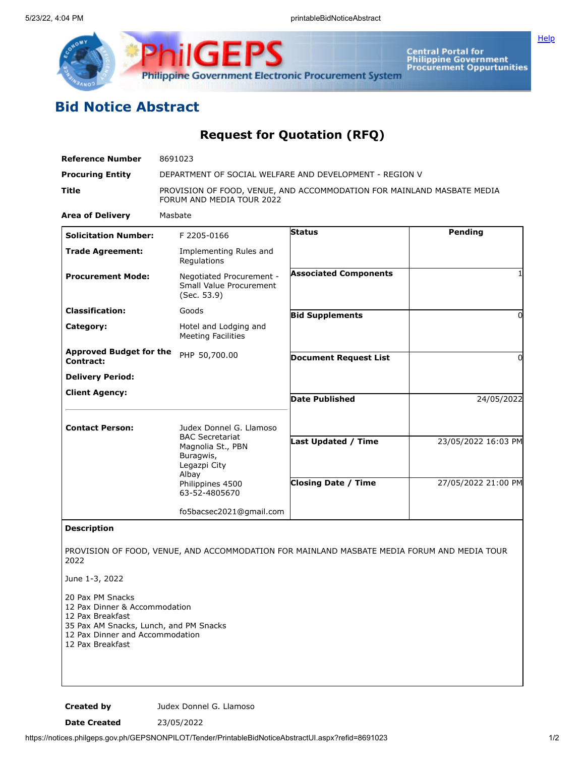# Bid Notice Abstract

## Request for Quotation (RFQ)

| | |
|---|---|
| **Reference Number** | 8691023 |
| **Procuring Entity** | DEPARTMENT OF SOCIAL WELFARE AND DEVELOPMENT - REGION V |
| **Title** | PROVISION OF FOOD, VENUE, AND ACCOMMODATION FOR MAINLAND MASBATE MEDIA FORUM AND MEDIA TOUR 2022 |
| **Area of Delivery** | Masbate |

| | | | |
|---|---|---|---|
| **Solicitation Number:** | F 2205-0166 | **Status** | Pending |
| **Trade Agreement:** | Implementing Rules and Regulations | | |
| **Procurement Mode:** | Negotiated Procurement - Small Value Procurement (Sec. 53.9) | **Associated Components** | 1 |
| **Classification:** | Goods | **Bid Supplements** | 0 |
| **Category:** | Hotel and Lodging and Meeting Facilities | | |
| **Approved Budget for the Contract:** | PHP 50,700.00 | **Document Request List** | 0 |
| **Delivery Period:** | | | |
| **Client Agency:** | | **Date Published** | 24/05/2022 |
| **Contact Person:** | Judex Donnel G. Llamoso<br>BAC Secretariat<br>Magnolia St., PBN<br>Buragwis,<br>Legazpi City<br>Albay<br>Philippines 4500<br>63-52-4805670<br><br>fo5bacsec2021@gmail.com | **Last Updated / Time** | 23/05/2022 16:03 PM |
| | | **Closing Date / Time** | 27/05/2022 21:00 PM |

**Description**

PROVISION OF FOOD, VENUE, AND ACCOMMODATION FOR MAINLAND MASBATE MEDIA FORUM AND MEDIA TOUR 2022

June 1-3, 2022

20 Pax PM Snacks
12 Pax Dinner & Accommodation
12 Pax Breakfast
35 Pax AM Snacks, Lunch, and PM Snacks
12 Pax Dinner and Accommodation
12 Pax Breakfast

| | |
|---|---|
| **Created by** | Judex Donnel G. Llamoso |
| **Date Created** | 23/05/2022 |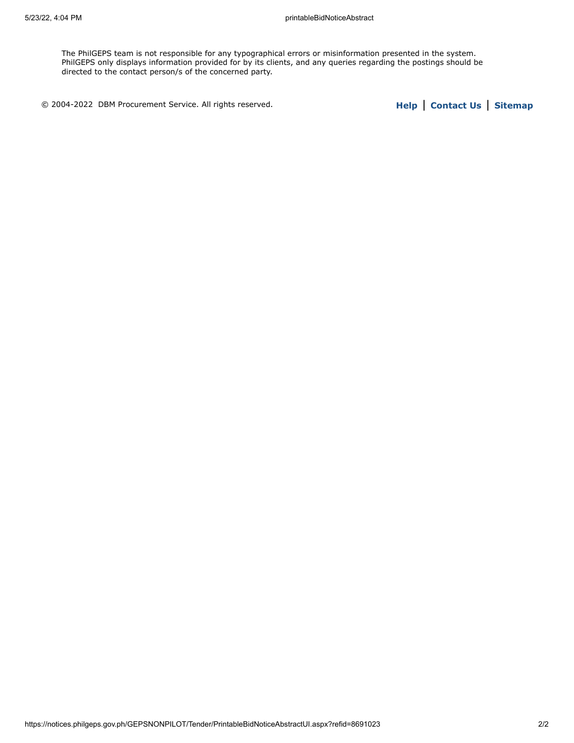The PhilGEPS team is not responsible for any typographical errors or misinformation presented in the system. PhilGEPS only displays information provided for by its clients, and any queries regarding the postings should be directed to the contact person/s of the concerned party.

© 2004-2022 DBM Procurement Service. All rights reserved.

**Help** | **Contact Us** | **Sitemap**